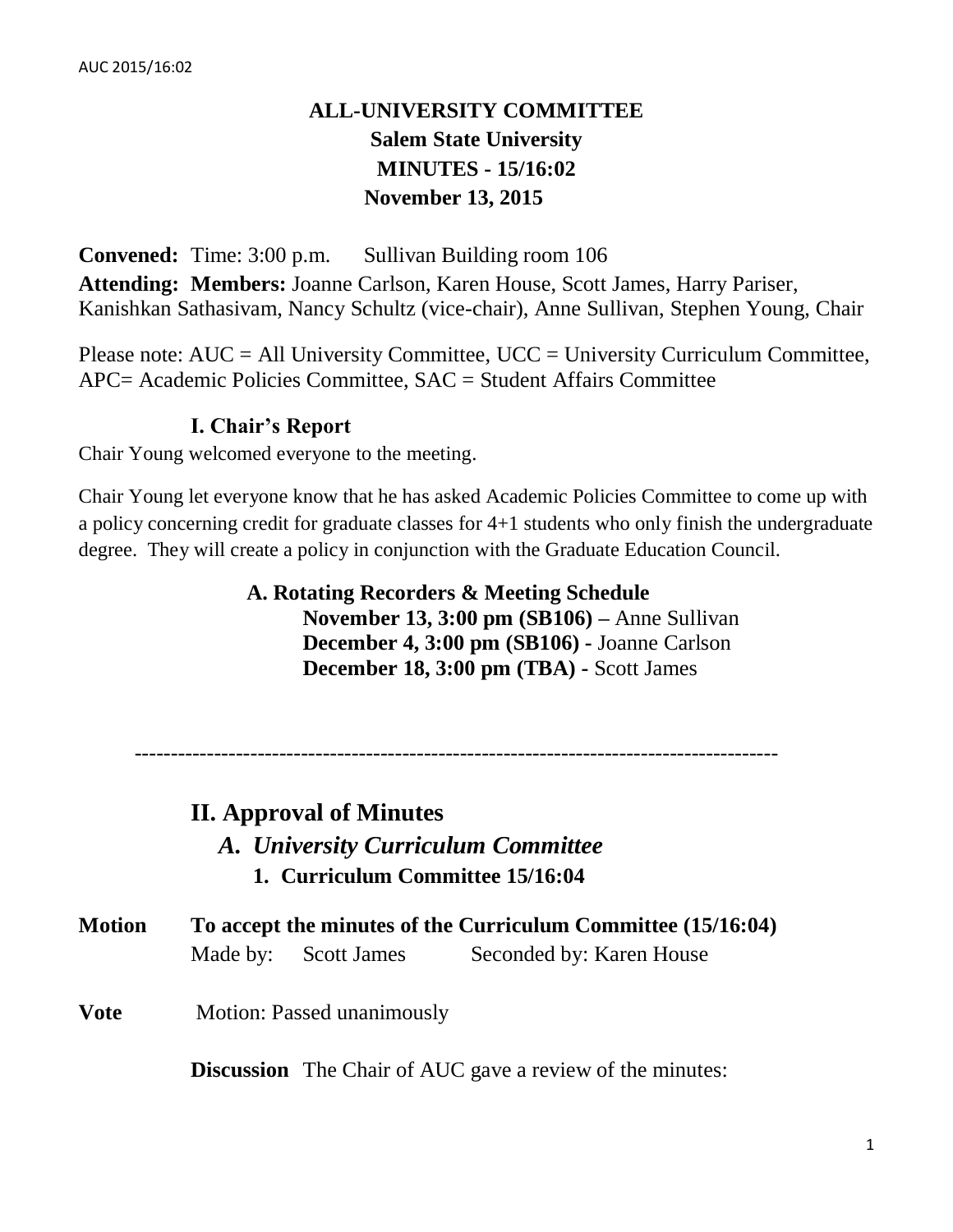# ALL-UNIVERSITY COMMITTEE
## Salem State University
## MINUTES - 15/16:02
## November 13, 2015

**Convened:** Time: 3:00 p.m. Sullivan Building room 106

**Attending: Members:** Joanne Carlson, Karen House, Scott James, Harry Pariser, Kanishkan Sathasivam, Nancy Schultz (vice-chair), Anne Sullivan, Stephen Young, Chair

Please note: AUC = All University Committee, UCC = University Curriculum Committee, APC= Academic Policies Committee, SAC = Student Affairs Committee

### I. Chair's Report

Chair Young welcomed everyone to the meeting.

Chair Young let everyone know that he has asked Academic Policies Committee to come up with a policy concerning credit for graduate classes for 4+1 students who only finish the undergraduate degree. They will create a policy in conjunction with the Graduate Education Council.

**A. Rotating Recorders & Meeting Schedule**

**November 13, 3:00 pm (SB106) –** Anne Sullivan
**December 4, 3:00 pm (SB106) -** Joanne Carlson
**December 18, 3:00 pm (TBA) -** Scott James

---

## II. Approval of Minutes

### *A. University Curriculum Committee*

**1. Curriculum Committee 15/16:04**

**Motion** **To accept the minutes of the Curriculum Committee (15/16:04)**
Made by: Scott James Seconded by: Karen House

**Vote** Motion: Passed unanimously

**Discussion** The Chair of AUC gave a review of the minutes: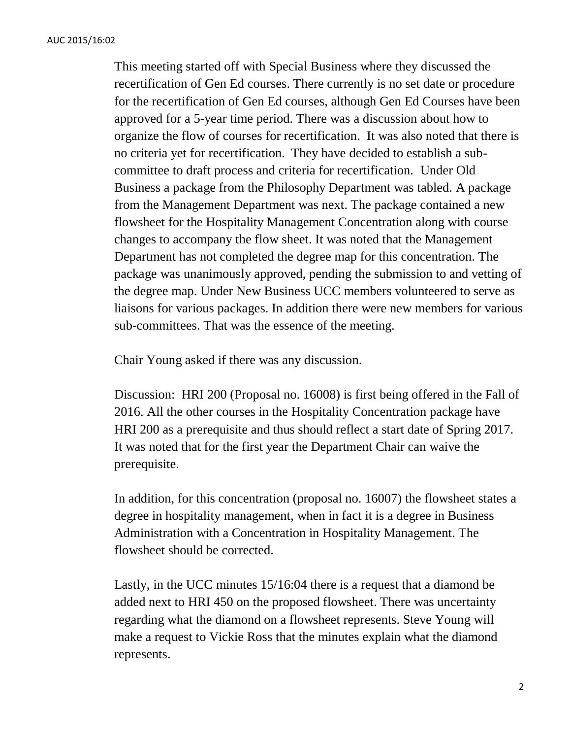This meeting started off with Special Business where they discussed the recertification of Gen Ed courses. There currently is no set date or procedure for the recertification of Gen Ed courses, although Gen Ed Courses have been approved for a 5-year time period. There was a discussion about how to organize the flow of courses for recertification. It was also noted that there is no criteria yet for recertification. They have decided to establish a sub-committee to draft process and criteria for recertification. Under Old Business a package from the Philosophy Department was tabled. A package from the Management Department was next. The package contained a new flowsheet for the Hospitality Management Concentration along with course changes to accompany the flow sheet. It was noted that the Management Department has not completed the degree map for this concentration. The package was unanimously approved, pending the submission to and vetting of the degree map. Under New Business UCC members volunteered to serve as liaisons for various packages. In addition there were new members for various sub-committees. That was the essence of the meeting.

Chair Young asked if there was any discussion.

Discussion: HRI 200 (Proposal no. 16008) is first being offered in the Fall of 2016. All the other courses in the Hospitality Concentration package have HRI 200 as a prerequisite and thus should reflect a start date of Spring 2017. It was noted that for the first year the Department Chair can waive the prerequisite.

In addition, for this concentration (proposal no. 16007) the flowsheet states a degree in hospitality management, when in fact it is a degree in Business Administration with a Concentration in Hospitality Management. The flowsheet should be corrected.

Lastly, in the UCC minutes 15/16:04 there is a request that a diamond be added next to HRI 450 on the proposed flowsheet. There was uncertainty regarding what the diamond on a flowsheet represents. Steve Young will make a request to Vickie Ross that the minutes explain what the diamond represents.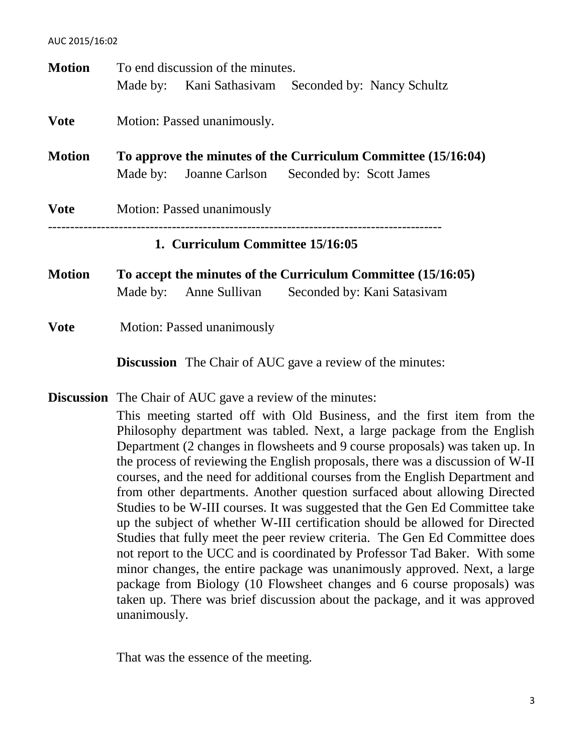**Motion** To end discussion of the minutes.
Made by: Kani Sathasivam Seconded by: Nancy Schultz

**Vote** Motion: Passed unanimously.

**Motion** **To approve the minutes of the Curriculum Committee (15/16:04)**
Made by: Joanne Carlson Seconded by: Scott James

**Vote** Motion: Passed unanimously

---

## 1. Curriculum Committee 15/16:05

**Motion** **To accept the minutes of the Curriculum Committee (15/16:05)**
Made by: Anne Sullivan Seconded by: Kani Satasivam

**Vote** Motion: Passed unanimously

**Discussion** The Chair of AUC gave a review of the minutes:

**Discussion** The Chair of AUC gave a review of the minutes:

This meeting started off with Old Business, and the first item from the Philosophy department was tabled. Next, a large package from the English Department (2 changes in flowsheets and 9 course proposals) was taken up. In the process of reviewing the English proposals, there was a discussion of W-II courses, and the need for additional courses from the English Department and from other departments. Another question surfaced about allowing Directed Studies to be W-III courses. It was suggested that the Gen Ed Committee take up the subject of whether W-III certification should be allowed for Directed Studies that fully meet the peer review criteria. The Gen Ed Committee does not report to the UCC and is coordinated by Professor Tad Baker. With some minor changes, the entire package was unanimously approved. Next, a large package from Biology (10 Flowsheet changes and 6 course proposals) was taken up. There was brief discussion about the package, and it was approved unanimously.

That was the essence of the meeting.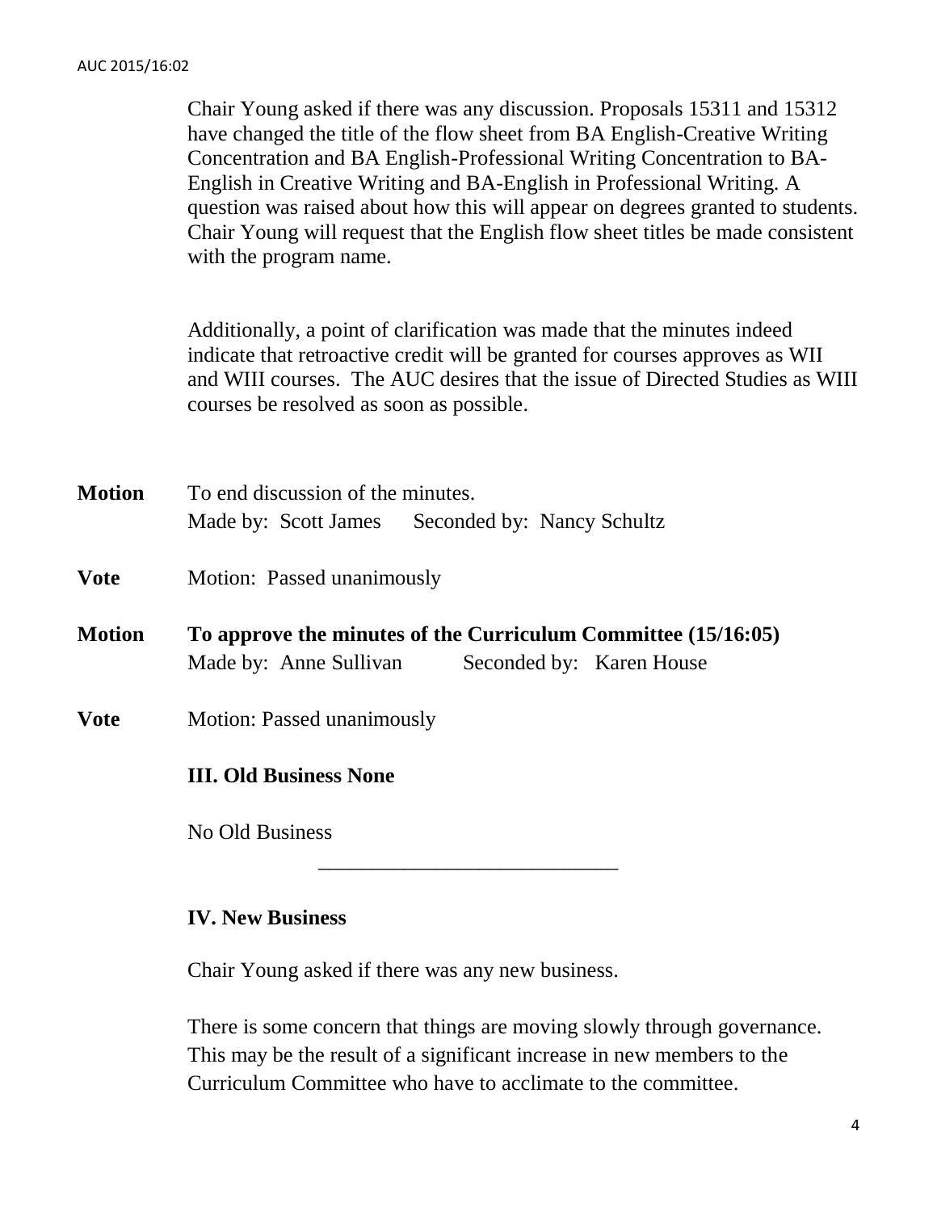Chair Young asked if there was any discussion. Proposals 15311 and 15312 have changed the title of the flow sheet from BA English-Creative Writing Concentration and BA English-Professional Writing Concentration to BA-English in Creative Writing and BA-English in Professional Writing. A question was raised about how this will appear on degrees granted to students. Chair Young will request that the English flow sheet titles be made consistent with the program name.

Additionally, a point of clarification was made that the minutes indeed indicate that retroactive credit will be granted for courses approves as WII and WIII courses. The AUC desires that the issue of Directed Studies as WIII courses be resolved as soon as possible.

**Motion** To end discussion of the minutes.
Made by: Scott James Seconded by: Nancy Schultz

**Vote** Motion: Passed unanimously

**Motion** **To approve the minutes of the Curriculum Committee (15/16:05)**
Made by: Anne Sullivan Seconded by: Karen House

**Vote** Motion: Passed unanimously

**III. Old Business None**

No Old Business

---

**IV. New Business**

Chair Young asked if there was any new business.

There is some concern that things are moving slowly through governance. This may be the result of a significant increase in new members to the Curriculum Committee who have to acclimate to the committee.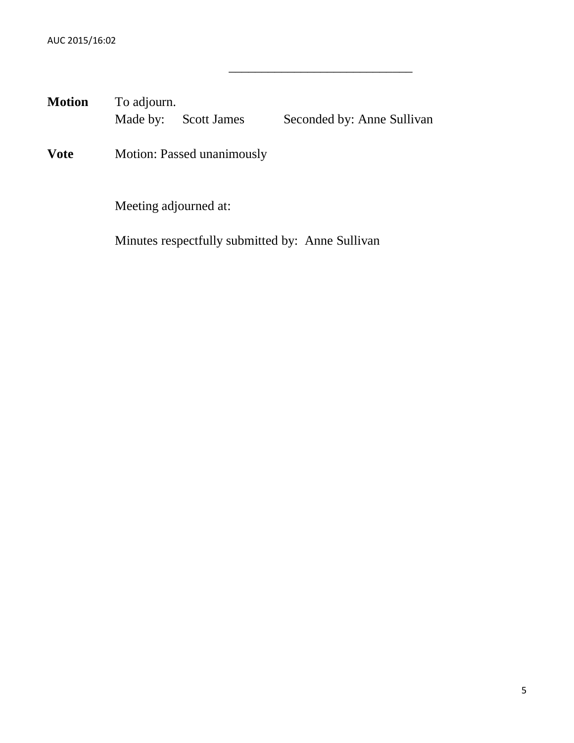---

**Motion** To adjourn.
Made by: Scott James Seconded by: Anne Sullivan

**Vote** Motion: Passed unanimously

Meeting adjourned at:

Minutes respectfully submitted by: Anne Sullivan